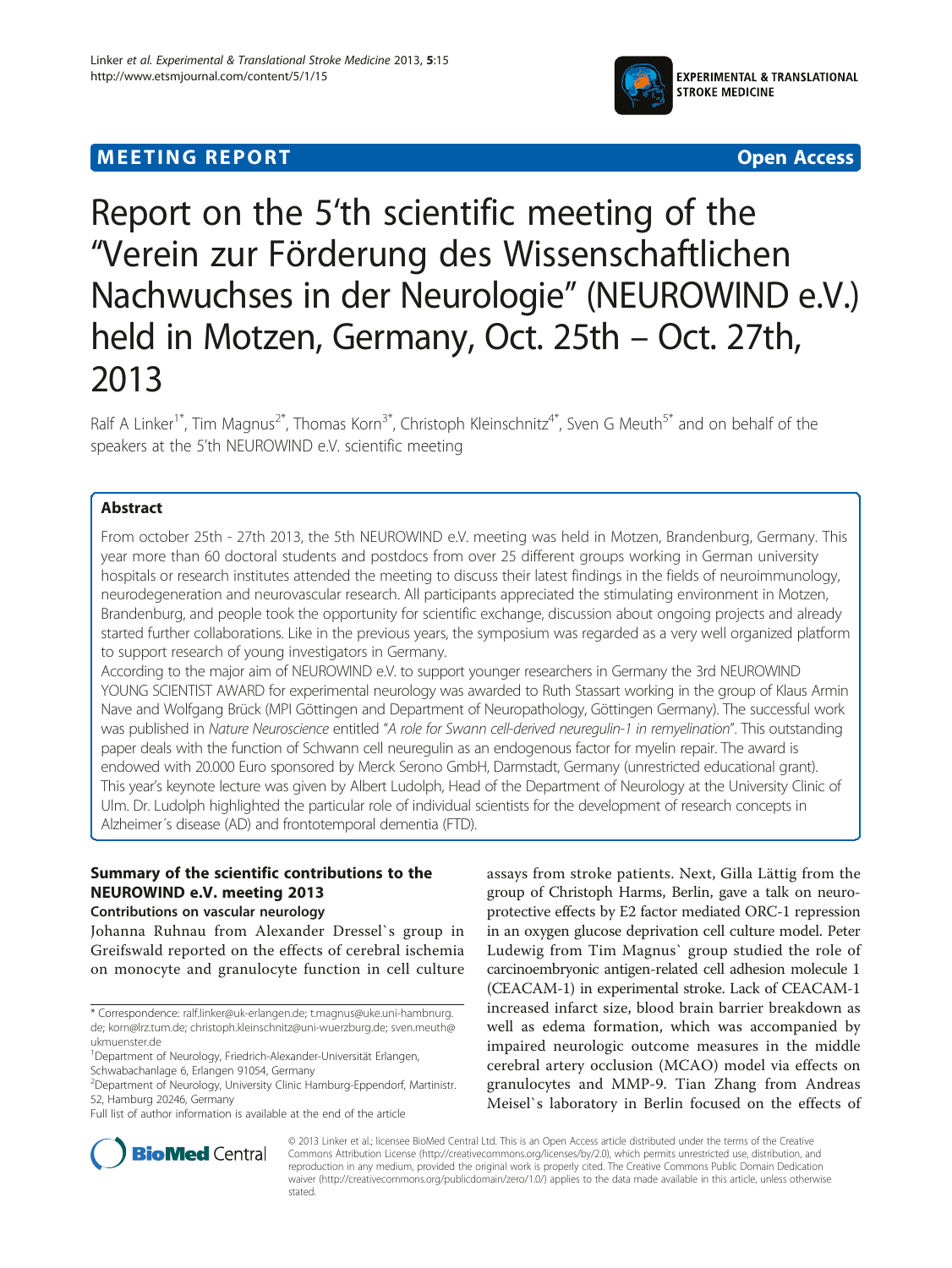MEETING REPORT **Open Access**

# Report on the 5'th scientific meeting of the "Verein zur Förderung des Wissenschaftlichen Nachwuchses in der Neurologie" (NEUROWIND e.V.) held in Motzen, Germany, Oct. 25th – Oct. 27th, 2013

Ralf A Linker[1*], Tim Magnus[2*], Thomas Korn[3*], Christoph Kleinschnitz[4*], Sven G Meuth[5*] and on behalf of the speakers at the 5'th NEUROWIND e.V. scientific meeting

## Abstract

From october 25th - 27th 2013, the 5th NEUROWIND e.V. meeting was held in Motzen, Brandenburg, Germany. This year more than 60 doctoral students and postdocs from over 25 different groups working in German university hospitals or research institutes attended the meeting to discuss their latest findings in the fields of neuroimmunology, neurodegeneration and neurovascular research. All participants appreciated the stimulating environment in Motzen, Brandenburg, and people took the opportunity for scientific exchange, discussion about ongoing projects and already started further collaborations. Like in the previous years, the symposium was regarded as a very well organized platform to support research of young investigators in Germany.

According to the major aim of NEUROWIND e.V. to support younger researchers in Germany the 3rd NEUROWIND YOUNG SCIENTIST AWARD for experimental neurology was awarded to Ruth Stassart working in the group of Klaus Armin Nave and Wolfgang Brück (MPI Göttingen and Department of Neuropathology, Göttingen Germany). The successful work was published in *Nature Neuroscience* entitled "*A role for Swann cell-derived neuregulin-1 in remyelination*". This outstanding paper deals with the function of Schwann cell neuregulin as an endogenous factor for myelin repair. The award is endowed with 20.000 Euro sponsored by Merck Serono GmbH, Darmstadt, Germany (unrestricted educational grant). This year's keynote lecture was given by Albert Ludolph, Head of the Department of Neurology at the University Clinic of Ulm. Dr. Ludolph highlighted the particular role of individual scientists for the development of research concepts in Alzheimer´s disease (AD) and frontotemporal dementia (FTD).

## Summary of the scientific contributions to the NEUROWIND e.V. meeting 2013

### Contributions on vascular neurology

Johanna Ruhnau from Alexander Dressel`s group in Greifswald reported on the effects of cerebral ischemia on monocyte and granulocyte function in cell culture assays from stroke patients. Next, Gilla Lättig from the group of Christoph Harms, Berlin, gave a talk on neuroprotective effects by E2 factor mediated ORC-1 repression in an oxygen glucose deprivation cell culture model. Peter Ludewig from Tim Magnus` group studied the role of carcinoembryonic antigen-related cell adhesion molecule 1 (CEACAM-1) in experimental stroke. Lack of CEACAM-1 increased infarct size, blood brain barrier breakdown as well as edema formation, which was accompanied by impaired neurologic outcome measures in the middle cerebral artery occlusion (MCAO) model via effects on granulocytes and MMP-9. Tian Zhang from Andreas Meisel`s laboratory in Berlin focused on the effects of

\* Correspondence: ralf.linker@uk-erlangen.de; t.magnus@uke.uni-hambnurg.de; korn@lrz.tum.de; christoph.kleinschnitz@uni-wuerzburg.de; sven.meuth@ukmuenster.de

[1]Department of Neurology, Friedrich-Alexander-Universität Erlangen, Schwabachanlage 6, Erlangen 91054, Germany

[2]Department of Neurology, University Clinic Hamburg-Eppendorf, Martinistr. 52, Hamburg 20246, Germany

Full list of author information is available at the end of the article

© 2013 Linker et al.; licensee BioMed Central Ltd. This is an Open Access article distributed under the terms of the Creative Commons Attribution License (http://creativecommons.org/licenses/by/2.0), which permits unrestricted use, distribution, and reproduction in any medium, provided the original work is properly cited. The Creative Commons Public Domain Dedication waiver (http://creativecommons.org/publicdomain/zero/1.0/) applies to the data made available in this article, unless otherwise stated.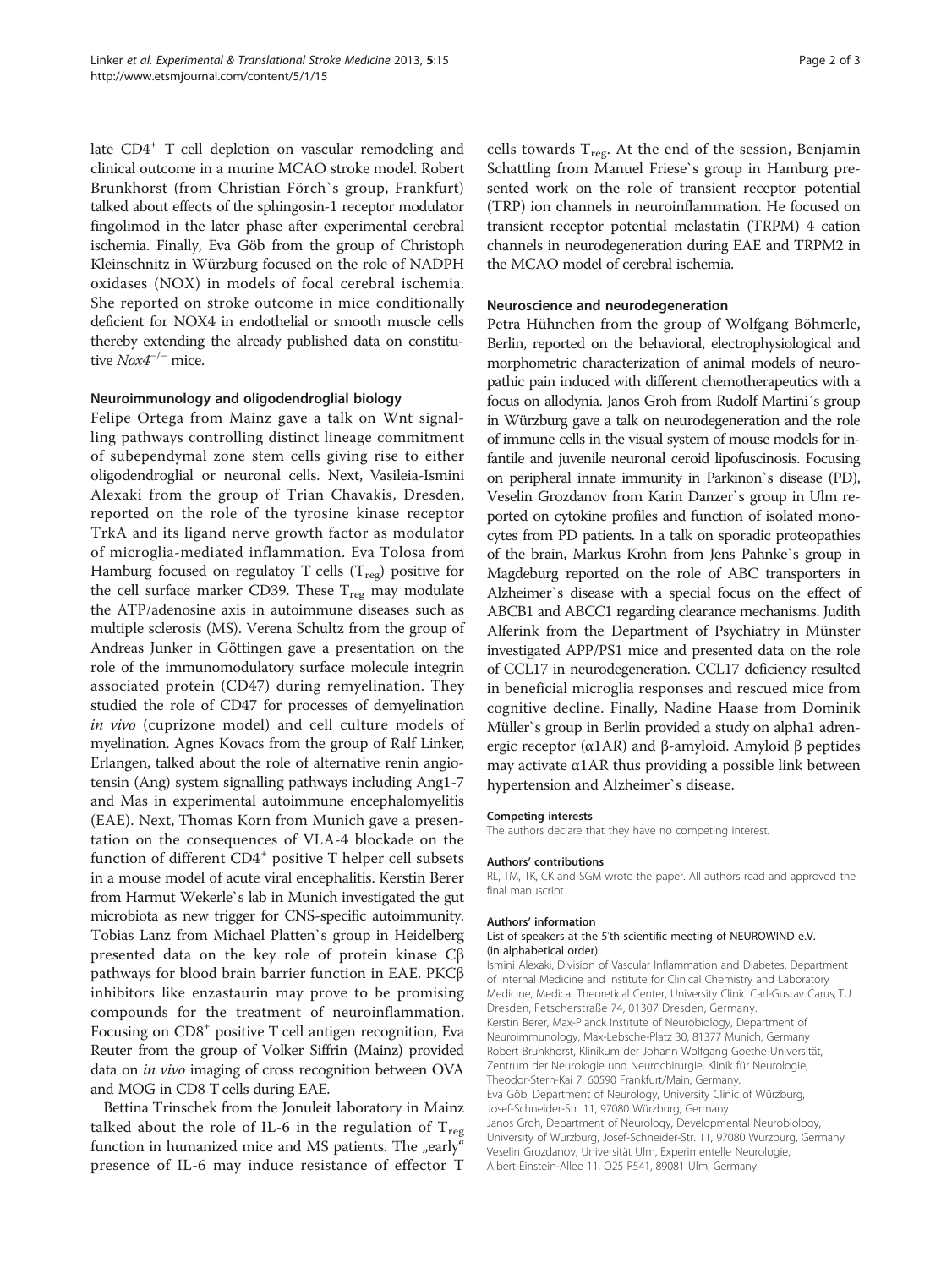late $CD4^+$ T cell depletion on vascular remodeling and clinical outcome in a murine MCAO stroke model. Robert Brunkhorst (from Christian Förch`s group, Frankfurt) talked about effects of the sphingosin-1 receptor modulator fingolimod in the later phase after experimental cerebral ischemia. Finally, Eva Göb from the group of Christoph Kleinschnitz in Würzburg focused on the role of NADPH oxidases (NOX) in models of focal cerebral ischemia. She reported on stroke outcome in mice conditionally deficient for NOX4 in endothelial or smooth muscle cells thereby extending the already published data on constitutive *Nox4*$^{-/-}$ mice.

### Neuroimmunology and oligodendroglial biology

Felipe Ortega from Mainz gave a talk on Wnt signalling pathways controlling distinct lineage commitment of subependymal zone stem cells giving rise to either oligodendroglial or neuronal cells. Next, Vasileia-Ismini Alexaki from the group of Trian Chavakis, Dresden, reported on the role of the tyrosine kinase receptor TrkA and its ligand nerve growth factor as modulator of microglia-mediated inflammation. Eva Tolosa from Hamburg focused on regulatoy T cells ($T_{reg}$) positive for the cell surface marker CD39. These $T_{reg}$ may modulate the ATP/adenosine axis in autoimmune diseases such as multiple sclerosis (MS). Verena Schultz from the group of Andreas Junker in Göttingen gave a presentation on the role of the immunomodulatory surface molecule integrin associated protein (CD47) during remyelination. They studied the role of CD47 for processes of demyelination *in vivo* (cuprizone model) and cell culture models of myelination. Agnes Kovacs from the group of Ralf Linker, Erlangen, talked about the role of alternative renin angiotensin (Ang) system signalling pathways including Ang1-7 and Mas in experimental autoimmune encephalomyelitis (EAE). Next, Thomas Korn from Munich gave a presentation on the consequences of VLA-4 blockade on the function of different $CD4^+$ positive T helper cell subsets in a mouse model of acute viral encephalitis. Kerstin Berer from Harmut Wekerle`s lab in Munich investigated the gut microbiota as new trigger for CNS-specific autoimmunity. Tobias Lanz from Michael Platten`s group in Heidelberg presented data on the key role of protein kinase Cβ pathways for blood brain barrier function in EAE. PKCβ inhibitors like enzastaurin may prove to be promising compounds for the treatment of neuroinflammation. Focusing on $CD8^+$ positive T cell antigen recognition, Eva Reuter from the group of Volker Siffrin (Mainz) provided data on *in vivo* imaging of cross recognition between OVA and MOG in CD8 T cells during EAE.

Bettina Trinschek from the Jonuleit laboratory in Mainz talked about the role of IL-6 in the regulation of $T_{reg}$ function in humanized mice and MS patients. The „early" presence of IL-6 may induce resistance of effector T cells towards $T_{reg}$. At the end of the session, Benjamin Schattling from Manuel Friese`s group in Hamburg presented work on the role of transient receptor potential (TRP) ion channels in neuroinflammation. He focused on transient receptor potential melastatin (TRPM) 4 cation channels in neurodegeneration during EAE and TRPM2 in the MCAO model of cerebral ischemia.

### Neuroscience and neurodegeneration

Petra Hühnchen from the group of Wolfgang Böhmerle, Berlin, reported on the behavioral, electrophysiological and morphometric characterization of animal models of neuropathic pain induced with different chemotherapeutics with a focus on allodynia. Janos Groh from Rudolf Martini´s group in Würzburg gave a talk on neurodegeneration and the role of immune cells in the visual system of mouse models for infantile and juvenile neuronal ceroid lipofuscinosis. Focusing on peripheral innate immunity in Parkinon`s disease (PD), Veselin Grozdanov from Karin Danzer`s group in Ulm reported on cytokine profiles and function of isolated monocytes from PD patients. In a talk on sporadic proteopathies of the brain, Markus Krohn from Jens Pahnke`s group in Magdeburg reported on the role of ABC transporters in Alzheimer`s disease with a special focus on the effect of ABCB1 and ABCC1 regarding clearance mechanisms. Judith Alferink from the Department of Psychiatry in Münster investigated APP/PS1 mice and presented data on the role of CCL17 in neurodegeneration. CCL17 deficiency resulted in beneficial microglia responses and rescued mice from cognitive decline. Finally, Nadine Haase from Dominik Müller`s group in Berlin provided a study on alpha1 adrenergic receptor (α1AR) and β-amyloid. Amyloid β peptides may activate α1AR thus providing a possible link between hypertension and Alzheimer`s disease.

#### Competing interests

The authors declare that they have no competing interest.

#### Authors' contributions

RL, TM, TK, CK and SGM wrote the paper. All authors read and approved the final manuscript.

#### Authors' information

**List of speakers at the 5'th scientific meeting of NEUROWIND e.V. (in alphabetical order)**

Ismini Alexaki, Division of Vascular Inflammation and Diabetes, Department of Internal Medicine and Institute for Clinical Chemistry and Laboratory Medicine, Medical Theoretical Center, University Clinic Carl-Gustav Carus, TU Dresden, Fetscherstraße 74, 01307 Dresden, Germany.
Kerstin Berer, Max-Planck Institute of Neurobiology, Department of Neuroimmunology, Max-Lebsche-Platz 30, 81377 Munich, Germany
Robert Brunkhorst, Klinikum der Johann Wolfgang Goethe-Universität, Zentrum der Neurologie und Neurochirurgie, Klinik für Neurologie, Theodor-Stern-Kai 7, 60590 Frankfurt/Main, Germany.
Eva Göb, Department of Neurology, University Clinic of Würzburg, Josef-Schneider-Str. 11, 97080 Würzburg, Germany.
Janos Groh, Department of Neurology, Developmental Neurobiology, University of Würzburg, Josef-Schneider-Str. 11, 97080 Würzburg, Germany
Veselin Grozdanov, Universität Ulm, Experimentelle Neurologie, Albert-Einstein-Allee 11, O25 R541, 89081 Ulm, Germany.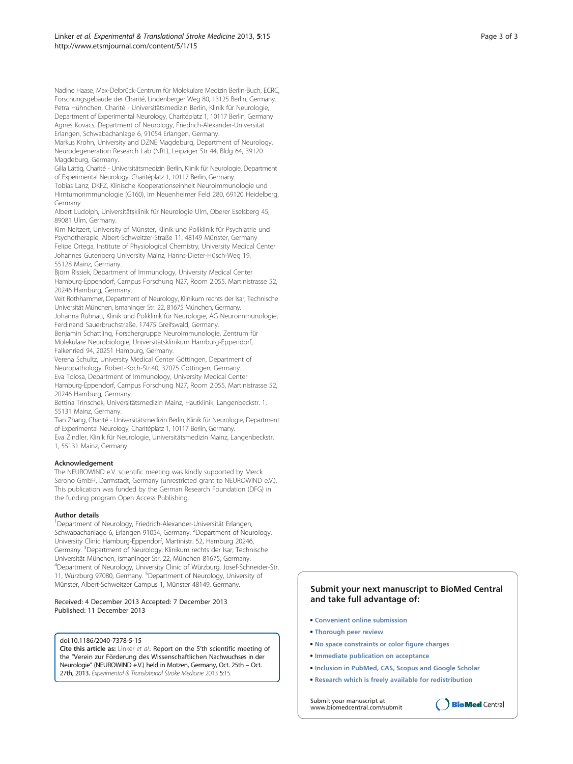Nadine Haase, Max-Delbrück-Centrum für Molekulare Medizin Berlin-Buch, ECRC, Forschungsgebäude der Charité, Lindenberger Weg 80, 13125 Berlin, Germany.
Petra Hühnchen, Charité - Universitätsmedizin Berlin, Klinik für Neurologie, Department of Experimental Neurology, Charitéplatz 1, 10117 Berlin, Germany
Agnes Kovacs, Department of Neurology, Friedrich-Alexander-Universität Erlangen, Schwabachanlage 6, 91054 Erlangen, Germany.
Markus Krohn, University and DZNE Magdeburg, Department of Neurology, Neurodegeneration Research Lab (NRL), Leipziger Str 44, Bldg 64, 39120 Magdeburg, Germany.
Gilla Lättig, Charité - Universitätsmedizin Berlin, Klinik für Neurologie, Department of Experimental Neurology, Charitéplatz 1, 10117 Berlin, Germany.
Tobias Lanz, DKFZ, Klinische Kooperationseinheit Neuroimmunologie und Hirntumorimmunologie (G160), Im Neuenheimer Feld 280, 69120 Heidelberg, Germany.
Albert Ludolph, Universitätsklinik für Neurologie Ulm, Oberer Eselsberg 45, 89081 Ulm, Germany.
Kim Neitzert, University of Münster, Klinik und Poliklinik für Psychiatrie und Psychotherapie, Albert-Schweitzer-Straße 11, 48149 Münster, Germany
Felipe Ortega, Institute of Physiological Chemistry, University Medical Center Johannes Gutenberg University Mainz, Hanns-Dieter-Hüsch-Weg 19, 55128 Mainz, Germany.
Björn Rissiek, Department of Immunology, University Medical Center Hamburg-Eppendorf, Campus Forschung N27, Room 2.055, Martinistrasse 52, 20246 Hamburg, Germany.
Veit Rothhammer, Department of Neurology, Klinikum rechts der Isar, Technische Universität München, Ismaninger Str. 22, 81675 München, Germany.
Johanna Ruhnau, Klinik und Poliklinik für Neurologie, AG Neuroimmunologie, Ferdinand Sauerbruchstraße, 17475 Greifswald, Germany.
Benjamin Schattling, Forschergruppe Neuroimmunologie, Zentrum für Molekulare Neurobiologie, Universitätsklinikum Hamburg-Eppendorf, Falkenried 94, 20251 Hamburg, Germany.
Verena Schultz, University Medical Center Göttingen, Department of Neuropathology, Robert-Koch-Str.40, 37075 Göttingen, Germany.
Eva Tolosa, Department of Immunology, University Medical Center Hamburg-Eppendorf, Campus Forschung N27, Room 2.055, Martinistrasse 52, 20246 Hamburg, Germany.
Bettina Trinschek, Universitätsmedizin Mainz, Hautklinik, Langenbeckstr. 1, 55131 Mainz, Germany.
Tian Zhang, Charité - Universitätsmedizin Berlin, Klinik für Neurologie, Department of Experimental Neurology, Charitéplatz 1, 10117 Berlin, Germany.
Eva Zindler, Klinik für Neurologie, Universitätsmedizin Mainz, Langenbeckstr. 1, 55131 Mainz, Germany.

#### Acknowledgement

The NEUROWIND e.V. scientific meeting was kindly supported by Merck Serono GmbH, Darmstadt, Germany (unrestricted grant to NEUROWIND e.V.). This publication was funded by the German Research Foundation (DFG) in the funding program Open Access Publishing.

#### Author details

[1]Department of Neurology, Friedrich-Alexander-Universität Erlangen, Schwabachanlage 6, Erlangen 91054, Germany. [2]Department of Neurology, University Clinic Hamburg-Eppendorf, Martinistr. 52, Hamburg 20246, Germany. [3]Department of Neurology, Klinikum rechts der Isar, Technische Universität München, Ismaninger Str. 22, München 81675, Germany. [4]Department of Neurology, University Clinic of Würzburg, Josef-Schneider-Str. 11, Würzburg 97080, Germany. [5]Department of Neurology, University of Münster, Albert-Schweitzer Campus 1, Münster 48149, Germany.

Received: 4 December 2013 Accepted: 7 December 2013
Published: 11 December 2013

doi:10.1186/2040-7378-5-15
**Cite this article as:** Linker *et al.*: Report on the 5'th scientific meeting of the "Verein zur Förderung des Wissenschaftlichen Nachwuchses in der Neurologie" (NEUROWIND e.V.) held in Motzen, Germany, Oct. 25th – Oct. 27th, 2013. *Experimental & Translational Stroke Medicine* 2013 5:15.

**Submit your next manuscript to BioMed Central and take full advantage of:**

- **Convenient online submission**
- **Thorough peer review**
- **No space constraints or color figure charges**
- **Immediate publication on acceptance**
- **Inclusion in PubMed, CAS, Scopus and Google Scholar**
- **Research which is freely available for redistribution**

Submit your manuscript at www.biomedcentral.com/submit

BioMed Central